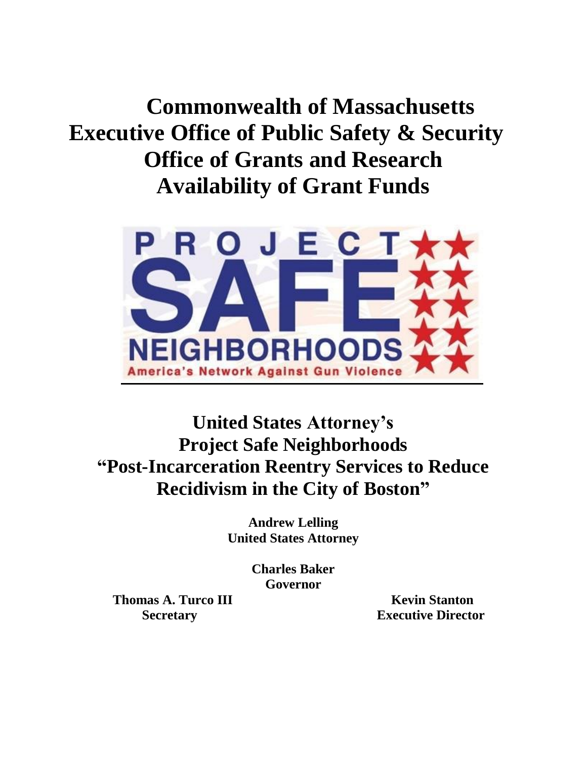# Commonwealth of Massachusetts
# Executive Office of Public Safety & Security
# Office of Grants and Research
# Availability of Grant Funds

PROJECT SAFE NEIGHBORHOODS
America's Network Against Gun Violence

## United States Attorney's Project Safe Neighborhoods "Post-Incarceration Reentry Services to Reduce Recidivism in the City of Boston"

**Andrew Lelling**
**United States Attorney**

**Charles Baker**
**Governor**

**Thomas A. Turco III**
**Secretary**

**Kevin Stanton**
**Executive Director**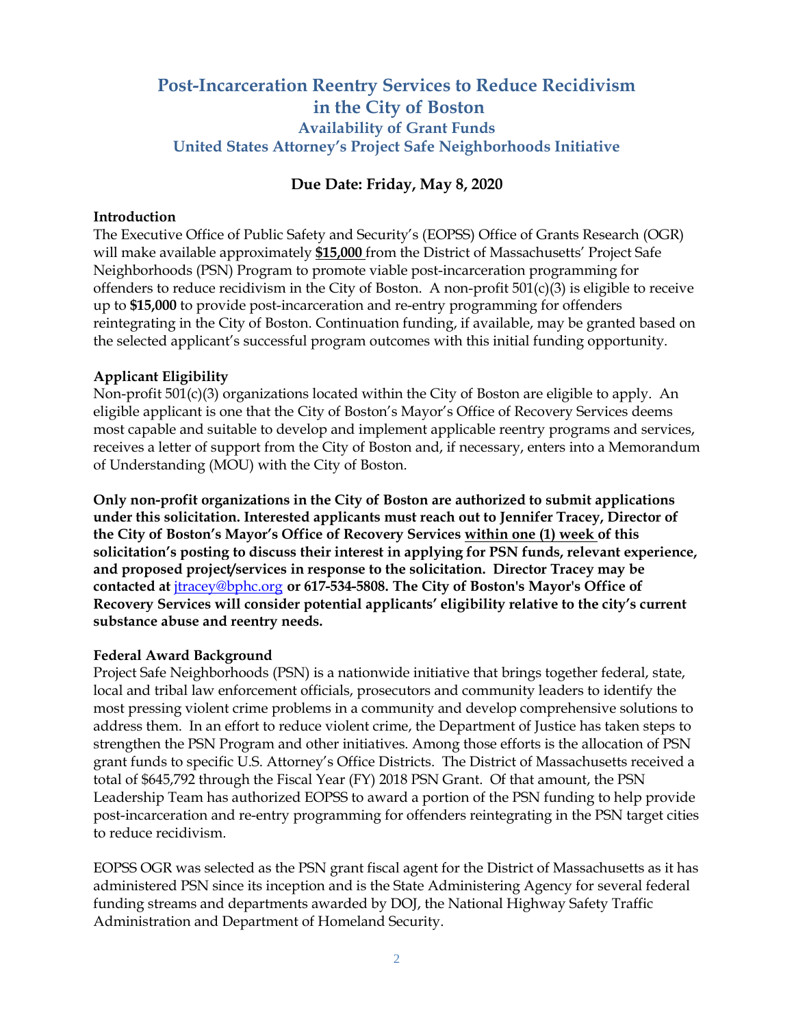# Post-Incarceration Reentry Services to Reduce Recidivism in the City of Boston

## Availability of Grant Funds

## United States Attorney's Project Safe Neighborhoods Initiative

**Due Date: Friday, May 8, 2020**

**Introduction**

The Executive Office of Public Safety and Security's (EOPSS) Office of Grants Research (OGR) will make available approximately **$15,000** from the District of Massachusetts' Project Safe Neighborhoods (PSN) Program to promote viable post-incarceration programming for offenders to reduce recidivism in the City of Boston. A non-profit 501(c)(3) is eligible to receive up to **$15,000** to provide post-incarceration and re-entry programming for offenders reintegrating in the City of Boston. Continuation funding, if available, may be granted based on the selected applicant's successful program outcomes with this initial funding opportunity.

**Applicant Eligibility**

Non-profit 501(c)(3) organizations located within the City of Boston are eligible to apply. An eligible applicant is one that the City of Boston's Mayor's Office of Recovery Services deems most capable and suitable to develop and implement applicable reentry programs and services, receives a letter of support from the City of Boston and, if necessary, enters into a Memorandum of Understanding (MOU) with the City of Boston.

**Only non-profit organizations in the City of Boston are authorized to submit applications under this solicitation. Interested applicants must reach out to Jennifer Tracey, Director of the City of Boston's Mayor's Office of Recovery Services within one (1) week of this solicitation's posting to discuss their interest in applying for PSN funds, relevant experience, and proposed project/services in response to the solicitation. Director Tracey may be contacted at jtracey@bphc.org or 617-534-5808. The City of Boston's Mayor's Office of Recovery Services will consider potential applicants' eligibility relative to the city's current substance abuse and reentry needs.**

**Federal Award Background**

Project Safe Neighborhoods (PSN) is a nationwide initiative that brings together federal, state, local and tribal law enforcement officials, prosecutors and community leaders to identify the most pressing violent crime problems in a community and develop comprehensive solutions to address them. In an effort to reduce violent crime, the Department of Justice has taken steps to strengthen the PSN Program and other initiatives. Among those efforts is the allocation of PSN grant funds to specific U.S. Attorney's Office Districts. The District of Massachusetts received a total of $645,792 through the Fiscal Year (FY) 2018 PSN Grant. Of that amount, the PSN Leadership Team has authorized EOPSS to award a portion of the PSN funding to help provide post-incarceration and re-entry programming for offenders reintegrating in the PSN target cities to reduce recidivism.

EOPSS OGR was selected as the PSN grant fiscal agent for the District of Massachusetts as it has administered PSN since its inception and is the State Administering Agency for several federal funding streams and departments awarded by DOJ, the National Highway Safety Traffic Administration and Department of Homeland Security.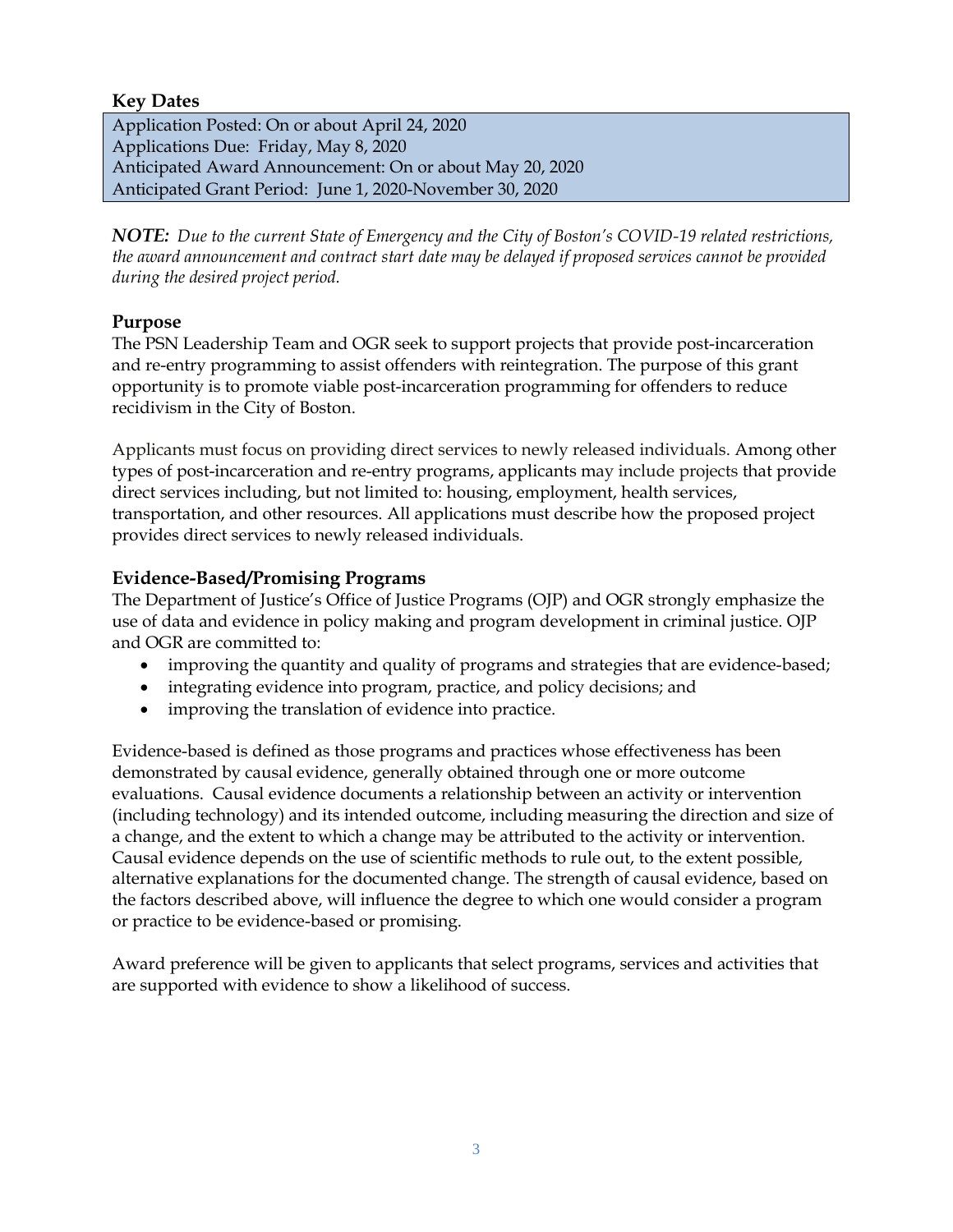### Key Dates

Application Posted: On or about April 24, 2020
Applications Due: Friday, May 8, 2020
Anticipated Award Announcement: On or about May 20, 2020
Anticipated Grant Period: June 1, 2020-November 30, 2020

***NOTE:*** *Due to the current State of Emergency and the City of Boston's COVID-19 related restrictions, the award announcement and contract start date may be delayed if proposed services cannot be provided during the desired project period.*

### Purpose

The PSN Leadership Team and OGR seek to support projects that provide post-incarceration and re-entry programming to assist offenders with reintegration. The purpose of this grant opportunity is to promote viable post-incarceration programming for offenders to reduce recidivism in the City of Boston.

Applicants must focus on providing direct services to newly released individuals. Among other types of post-incarceration and re-entry programs, applicants may include projects that provide direct services including, but not limited to: housing, employment, health services, transportation, and other resources. All applications must describe how the proposed project provides direct services to newly released individuals.

### Evidence-Based/Promising Programs

The Department of Justice's Office of Justice Programs (OJP) and OGR strongly emphasize the use of data and evidence in policy making and program development in criminal justice. OJP and OGR are committed to:

- improving the quantity and quality of programs and strategies that are evidence-based;
- integrating evidence into program, practice, and policy decisions; and
- improving the translation of evidence into practice.

Evidence-based is defined as those programs and practices whose effectiveness has been demonstrated by causal evidence, generally obtained through one or more outcome evaluations. Causal evidence documents a relationship between an activity or intervention (including technology) and its intended outcome, including measuring the direction and size of a change, and the extent to which a change may be attributed to the activity or intervention. Causal evidence depends on the use of scientific methods to rule out, to the extent possible, alternative explanations for the documented change. The strength of causal evidence, based on the factors described above, will influence the degree to which one would consider a program or practice to be evidence-based or promising.

Award preference will be given to applicants that select programs, services and activities that are supported with evidence to show a likelihood of success.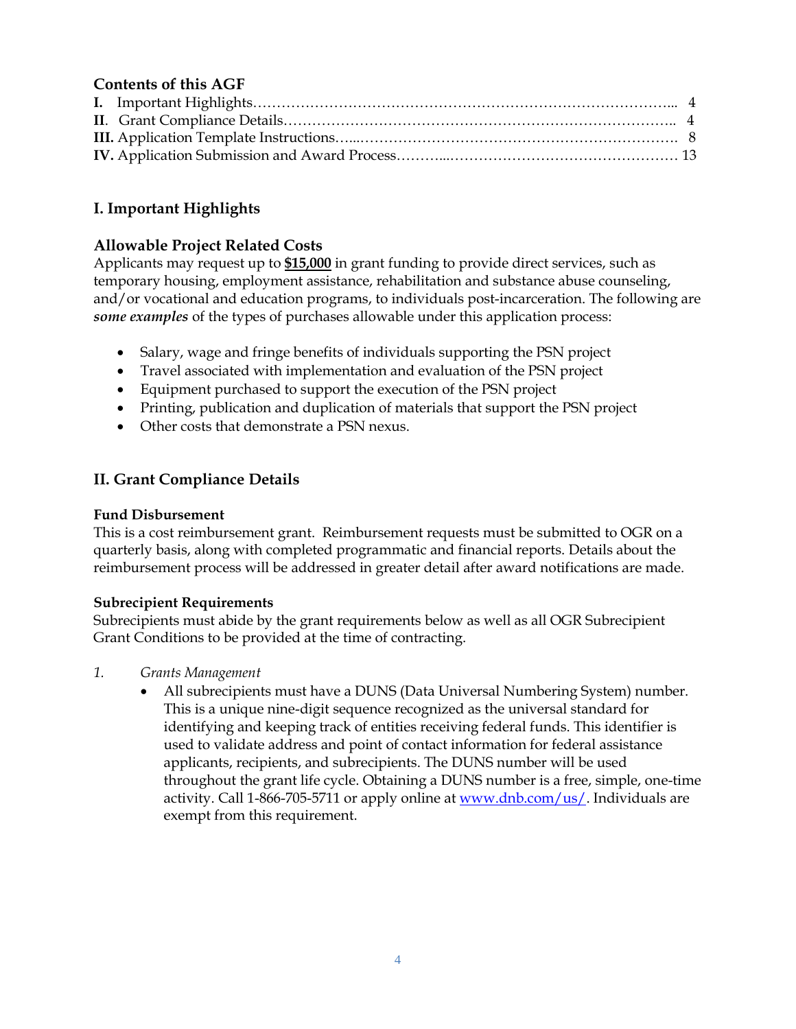## Contents of this AGF

**I.** Important Highlights………………………………………………………………………... 4
**II**. Grant Compliance Details……………………………………………………………………….. 4
**III.** Application Template Instructions…...………………………………………………………. 8
**IV.** Application Submission and Award Process………..…………………………………………… 13

## I. Important Highlights

### Allowable Project Related Costs

Applicants may request up to **$15,000** in grant funding to provide direct services, such as temporary housing, employment assistance, rehabilitation and substance abuse counseling, and/or vocational and education programs, to individuals post-incarceration. The following are ***some examples*** of the types of purchases allowable under this application process:

- Salary, wage and fringe benefits of individuals supporting the PSN project
- Travel associated with implementation and evaluation of the PSN project
- Equipment purchased to support the execution of the PSN project
- Printing, publication and duplication of materials that support the PSN project
- Other costs that demonstrate a PSN nexus.

## II. Grant Compliance Details

### Fund Disbursement

This is a cost reimbursement grant. Reimbursement requests must be submitted to OGR on a quarterly basis, along with completed programmatic and financial reports. Details about the reimbursement process will be addressed in greater detail after award notifications are made.

### Subrecipient Requirements

Subrecipients must abide by the grant requirements below as well as all OGR Subrecipient Grant Conditions to be provided at the time of contracting.

1. *Grants Management*
   - All subrecipients must have a DUNS (Data Universal Numbering System) number. This is a unique nine-digit sequence recognized as the universal standard for identifying and keeping track of entities receiving federal funds. This identifier is used to validate address and point of contact information for federal assistance applicants, recipients, and subrecipients. The DUNS number will be used throughout the grant life cycle. Obtaining a DUNS number is a free, simple, one-time activity. Call 1-866-705-5711 or apply online at www.dnb.com/us/. Individuals are exempt from this requirement.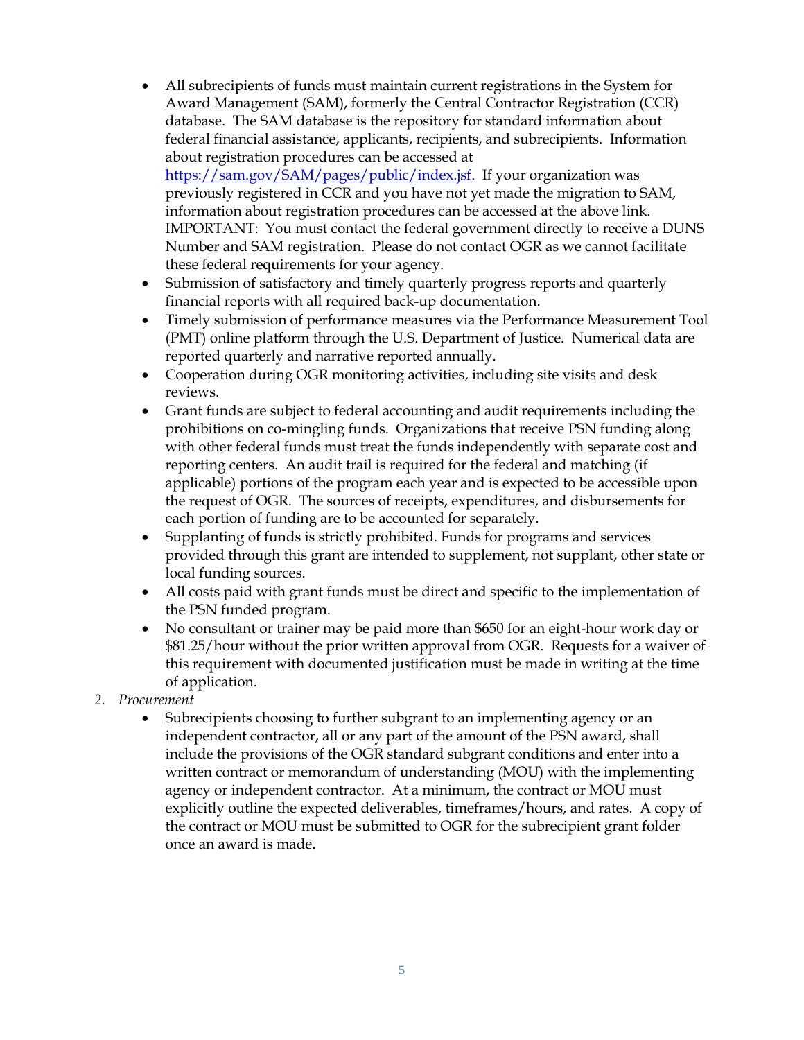- All subrecipients of funds must maintain current registrations in the System for Award Management (SAM), formerly the Central Contractor Registration (CCR) database. The SAM database is the repository for standard information about federal financial assistance, applicants, recipients, and subrecipients. Information about registration procedures can be accessed at [https://sam.gov/SAM/pages/public/index.jsf.](https://sam.gov/SAM/pages/public/index.jsf) If your organization was previously registered in CCR and you have not yet made the migration to SAM, information about registration procedures can be accessed at the above link. IMPORTANT: You must contact the federal government directly to receive a DUNS Number and SAM registration. Please do not contact OGR as we cannot facilitate these federal requirements for your agency.
- Submission of satisfactory and timely quarterly progress reports and quarterly financial reports with all required back-up documentation.
- Timely submission of performance measures via the Performance Measurement Tool (PMT) online platform through the U.S. Department of Justice. Numerical data are reported quarterly and narrative reported annually.
- Cooperation during OGR monitoring activities, including site visits and desk reviews.
- Grant funds are subject to federal accounting and audit requirements including the prohibitions on co-mingling funds. Organizations that receive PSN funding along with other federal funds must treat the funds independently with separate cost and reporting centers. An audit trail is required for the federal and matching (if applicable) portions of the program each year and is expected to be accessible upon the request of OGR. The sources of receipts, expenditures, and disbursements for each portion of funding are to be accounted for separately.
- Supplanting of funds is strictly prohibited. Funds for programs and services provided through this grant are intended to supplement, not supplant, other state or local funding sources.
- All costs paid with grant funds must be direct and specific to the implementation of the PSN funded program.
- No consultant or trainer may be paid more than $650 for an eight-hour work day or $81.25/hour without the prior written approval from OGR. Requests for a waiver of this requirement with documented justification must be made in writing at the time of application.

2. *Procurement*
   - Subrecipients choosing to further subgrant to an implementing agency or an independent contractor, all or any part of the amount of the PSN award, shall include the provisions of the OGR standard subgrant conditions and enter into a written contract or memorandum of understanding (MOU) with the implementing agency or independent contractor. At a minimum, the contract or MOU must explicitly outline the expected deliverables, timeframes/hours, and rates. A copy of the contract or MOU must be submitted to OGR for the subrecipient grant folder once an award is made.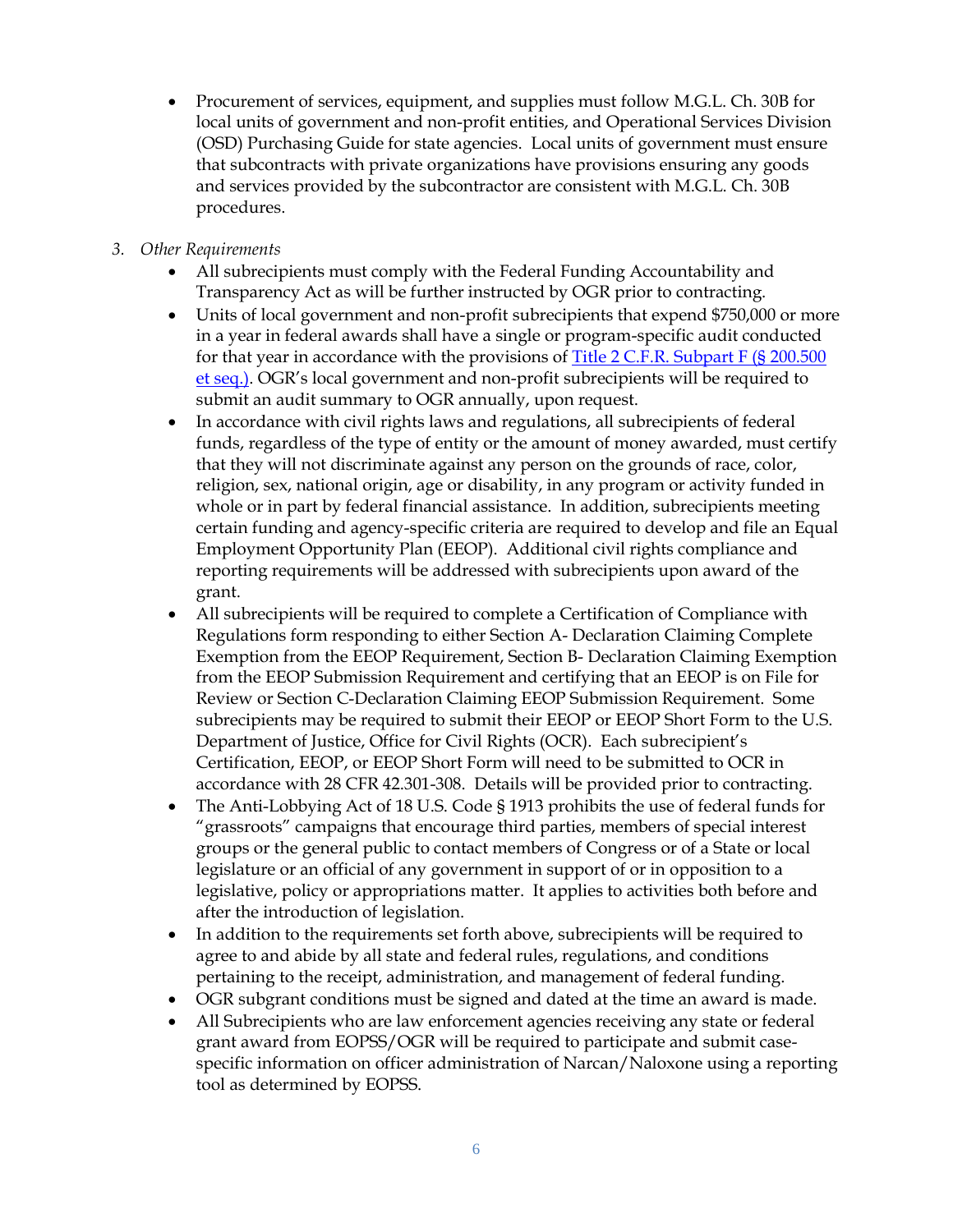- Procurement of services, equipment, and supplies must follow M.G.L. Ch. 30B for local units of government and non-profit entities, and Operational Services Division (OSD) Purchasing Guide for state agencies. Local units of government must ensure that subcontracts with private organizations have provisions ensuring any goods and services provided by the subcontractor are consistent with M.G.L. Ch. 30B procedures.

3. *Other Requirements*
   - All subrecipients must comply with the Federal Funding Accountability and Transparency Act as will be further instructed by OGR prior to contracting.
   - Units of local government and non-profit subrecipients that expend $750,000 or more in a year in federal awards shall have a single or program-specific audit conducted for that year in accordance with the provisions of [Title 2 C.F.R. Subpart F (§ 200.500 et seq.)](). OGR's local government and non-profit subrecipients will be required to submit an audit summary to OGR annually, upon request.
   - In accordance with civil rights laws and regulations, all subrecipients of federal funds, regardless of the type of entity or the amount of money awarded, must certify that they will not discriminate against any person on the grounds of race, color, religion, sex, national origin, age or disability, in any program or activity funded in whole or in part by federal financial assistance. In addition, subrecipients meeting certain funding and agency-specific criteria are required to develop and file an Equal Employment Opportunity Plan (EEOP). Additional civil rights compliance and reporting requirements will be addressed with subrecipients upon award of the grant.
   - All subrecipients will be required to complete a Certification of Compliance with Regulations form responding to either Section A- Declaration Claiming Complete Exemption from the EEOP Requirement, Section B- Declaration Claiming Exemption from the EEOP Submission Requirement and certifying that an EEOP is on File for Review or Section C-Declaration Claiming EEOP Submission Requirement. Some subrecipients may be required to submit their EEOP or EEOP Short Form to the U.S. Department of Justice, Office for Civil Rights (OCR). Each subrecipient's Certification, EEOP, or EEOP Short Form will need to be submitted to OCR in accordance with 28 CFR 42.301-308. Details will be provided prior to contracting.
   - The Anti-Lobbying Act of 18 U.S. Code § 1913 prohibits the use of federal funds for "grassroots" campaigns that encourage third parties, members of special interest groups or the general public to contact members of Congress or of a State or local legislature or an official of any government in support of or in opposition to a legislative, policy or appropriations matter. It applies to activities both before and after the introduction of legislation.
   - In addition to the requirements set forth above, subrecipients will be required to agree to and abide by all state and federal rules, regulations, and conditions pertaining to the receipt, administration, and management of federal funding.
   - OGR subgrant conditions must be signed and dated at the time an award is made.
   - All Subrecipients who are law enforcement agencies receiving any state or federal grant award from EOPSS/OGR will be required to participate and submit case-specific information on officer administration of Narcan/Naloxone using a reporting tool as determined by EOPSS.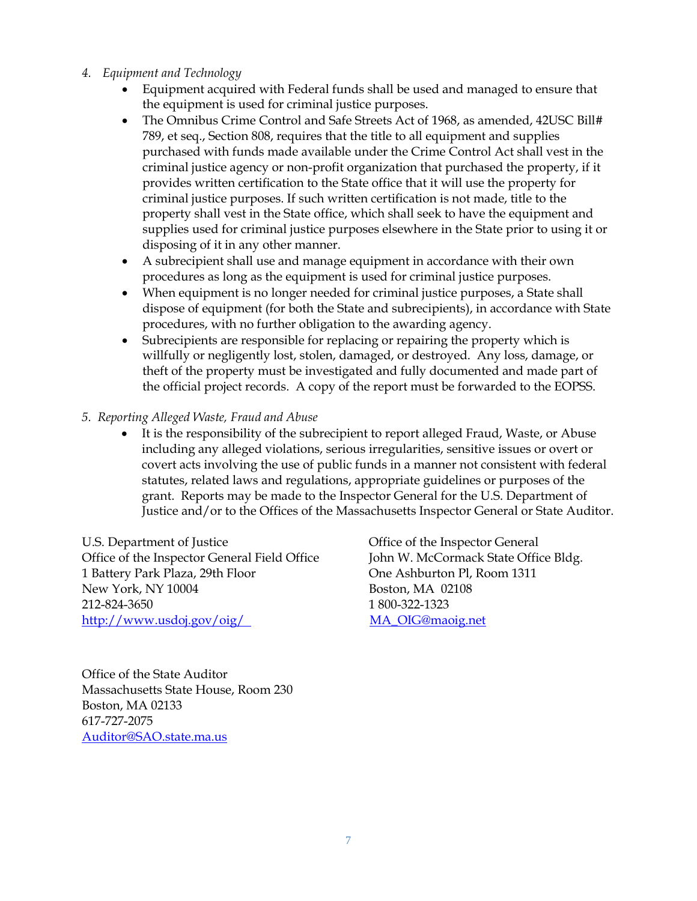*4. Equipment and Technology*

- Equipment acquired with Federal funds shall be used and managed to ensure that the equipment is used for criminal justice purposes.
- The Omnibus Crime Control and Safe Streets Act of 1968, as amended, 42USC Bill# 789, et seq., Section 808, requires that the title to all equipment and supplies purchased with funds made available under the Crime Control Act shall vest in the criminal justice agency or non-profit organization that purchased the property, if it provides written certification to the State office that it will use the property for criminal justice purposes. If such written certification is not made, title to the property shall vest in the State office, which shall seek to have the equipment and supplies used for criminal justice purposes elsewhere in the State prior to using it or disposing of it in any other manner.
- A subrecipient shall use and manage equipment in accordance with their own procedures as long as the equipment is used for criminal justice purposes.
- When equipment is no longer needed for criminal justice purposes, a State shall dispose of equipment (for both the State and subrecipients), in accordance with State procedures, with no further obligation to the awarding agency.
- Subrecipients are responsible for replacing or repairing the property which is willfully or negligently lost, stolen, damaged, or destroyed. Any loss, damage, or theft of the property must be investigated and fully documented and made part of the official project records. A copy of the report must be forwarded to the EOPSS.

*5. Reporting Alleged Waste, Fraud and Abuse*

- It is the responsibility of the subrecipient to report alleged Fraud, Waste, or Abuse including any alleged violations, serious irregularities, sensitive issues or overt or covert acts involving the use of public funds in a manner not consistent with federal statutes, related laws and regulations, appropriate guidelines or purposes of the grant. Reports may be made to the Inspector General for the U.S. Department of Justice and/or to the Offices of the Massachusetts Inspector General or State Auditor.

U.S. Department of Justice
Office of the Inspector General Field Office
1 Battery Park Plaza, 29th Floor
New York, NY 10004
212-824-3650
http://www.usdoj.gov/oig/

Office of the Inspector General
John W. McCormack State Office Bldg.
One Ashburton Pl, Room 1311
Boston, MA 02108
1 800-322-1323
MA_OIG@maoig.net

Office of the State Auditor
Massachusetts State House, Room 230
Boston, MA 02133
617-727-2075
Auditor@SAO.state.ma.us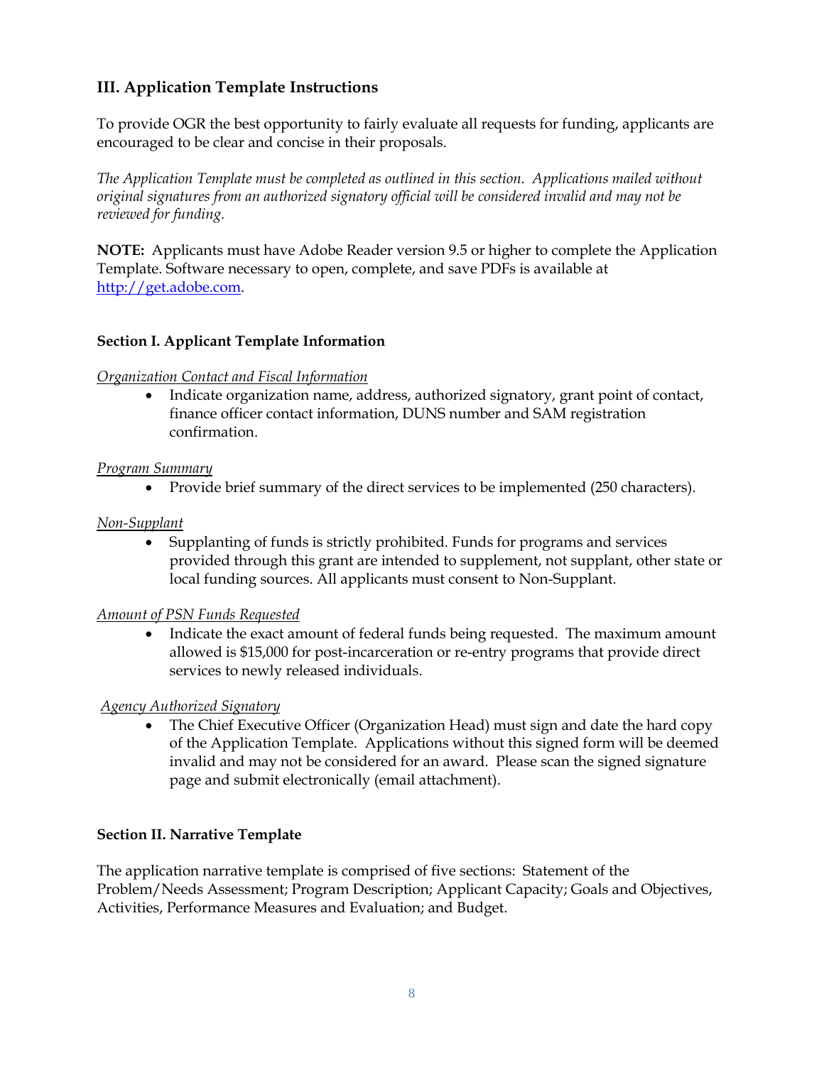## III. Application Template Instructions

To provide OGR the best opportunity to fairly evaluate all requests for funding, applicants are encouraged to be clear and concise in their proposals.

*The Application Template must be completed as outlined in this section. Applications mailed without original signatures from an authorized signatory official will be considered invalid and may not be reviewed for funding.*

**NOTE:** Applicants must have Adobe Reader version 9.5 or higher to complete the Application Template. Software necessary to open, complete, and save PDFs is available at http://get.adobe.com.

### Section I. Applicant Template Information

*Organization Contact and Fiscal Information*

- Indicate organization name, address, authorized signatory, grant point of contact, finance officer contact information, DUNS number and SAM registration confirmation.

*Program Summary*

- Provide brief summary of the direct services to be implemented (250 characters).

*Non-Supplant*

- Supplanting of funds is strictly prohibited. Funds for programs and services provided through this grant are intended to supplement, not supplant, other state or local funding sources. All applicants must consent to Non-Supplant.

*Amount of PSN Funds Requested*

- Indicate the exact amount of federal funds being requested. The maximum amount allowed is $15,000 for post-incarceration or re-entry programs that provide direct services to newly released individuals.

*Agency Authorized Signatory*

- The Chief Executive Officer (Organization Head) must sign and date the hard copy of the Application Template. Applications without this signed form will be deemed invalid and may not be considered for an award. Please scan the signed signature page and submit electronically (email attachment).

### Section II. Narrative Template

The application narrative template is comprised of five sections: Statement of the Problem/Needs Assessment; Program Description; Applicant Capacity; Goals and Objectives, Activities, Performance Measures and Evaluation; and Budget.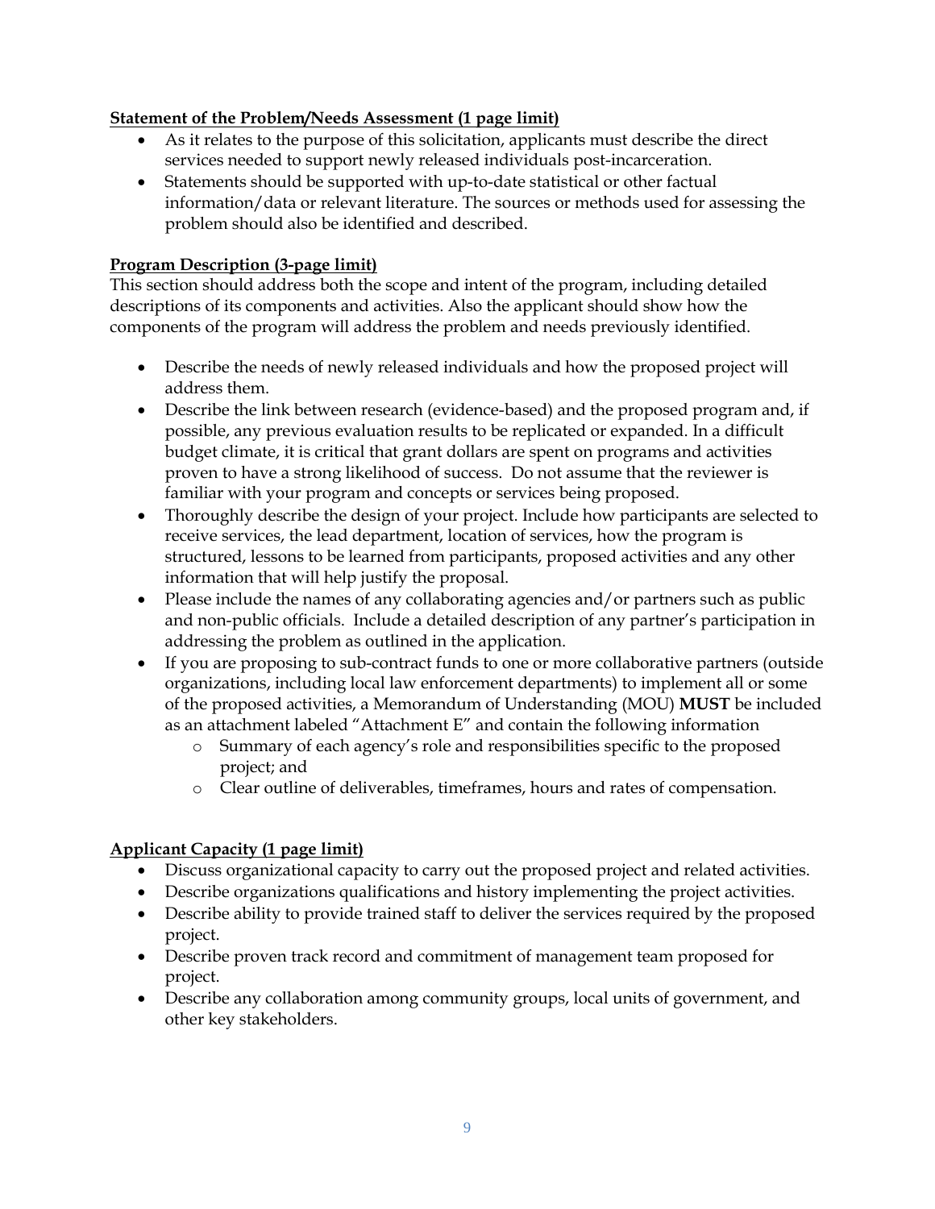**Statement of the Problem/Needs Assessment (1 page limit)**

- As it relates to the purpose of this solicitation, applicants must describe the direct services needed to support newly released individuals post-incarceration.
- Statements should be supported with up-to-date statistical or other factual information/data or relevant literature. The sources or methods used for assessing the problem should also be identified and described.

**Program Description (3-page limit)**

This section should address both the scope and intent of the program, including detailed descriptions of its components and activities. Also the applicant should show how the components of the program will address the problem and needs previously identified.

- Describe the needs of newly released individuals and how the proposed project will address them.
- Describe the link between research (evidence-based) and the proposed program and, if possible, any previous evaluation results to be replicated or expanded. In a difficult budget climate, it is critical that grant dollars are spent on programs and activities proven to have a strong likelihood of success. Do not assume that the reviewer is familiar with your program and concepts or services being proposed.
- Thoroughly describe the design of your project. Include how participants are selected to receive services, the lead department, location of services, how the program is structured, lessons to be learned from participants, proposed activities and any other information that will help justify the proposal.
- Please include the names of any collaborating agencies and/or partners such as public and non-public officials. Include a detailed description of any partner's participation in addressing the problem as outlined in the application.
- If you are proposing to sub-contract funds to one or more collaborative partners (outside organizations, including local law enforcement departments) to implement all or some of the proposed activities, a Memorandum of Understanding (MOU) **MUST** be included as an attachment labeled "Attachment E" and contain the following information
    - Summary of each agency's role and responsibilities specific to the proposed project; and
    - Clear outline of deliverables, timeframes, hours and rates of compensation.

**Applicant Capacity (1 page limit)**

- Discuss organizational capacity to carry out the proposed project and related activities.
- Describe organizations qualifications and history implementing the project activities.
- Describe ability to provide trained staff to deliver the services required by the proposed project.
- Describe proven track record and commitment of management team proposed for project.
- Describe any collaboration among community groups, local units of government, and other key stakeholders.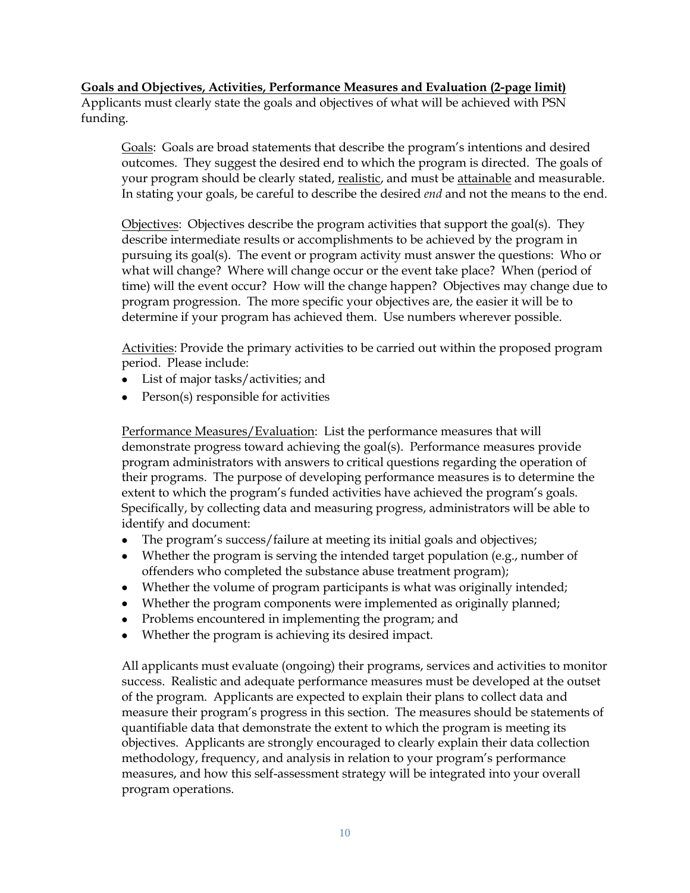**Goals and Objectives, Activities, Performance Measures and Evaluation (2-page limit)**
Applicants must clearly state the goals and objectives of what will be achieved with PSN funding.

Goals: Goals are broad statements that describe the program's intentions and desired outcomes. They suggest the desired end to which the program is directed. The goals of your program should be clearly stated, realistic, and must be attainable and measurable. In stating your goals, be careful to describe the desired *end* and not the means to the end.

Objectives: Objectives describe the program activities that support the goal(s). They describe intermediate results or accomplishments to be achieved by the program in pursuing its goal(s). The event or program activity must answer the questions: Who or what will change? Where will change occur or the event take place? When (period of time) will the event occur? How will the change happen? Objectives may change due to program progression. The more specific your objectives are, the easier it will be to determine if your program has achieved them. Use numbers wherever possible.

Activities: Provide the primary activities to be carried out within the proposed program period. Please include:

- List of major tasks/activities; and
- Person(s) responsible for activities

Performance Measures/Evaluation: List the performance measures that will demonstrate progress toward achieving the goal(s). Performance measures provide program administrators with answers to critical questions regarding the operation of their programs. The purpose of developing performance measures is to determine the extent to which the program's funded activities have achieved the program's goals. Specifically, by collecting data and measuring progress, administrators will be able to identify and document:

- The program's success/failure at meeting its initial goals and objectives;
- Whether the program is serving the intended target population (e.g., number of offenders who completed the substance abuse treatment program);
- Whether the volume of program participants is what was originally intended;
- Whether the program components were implemented as originally planned;
- Problems encountered in implementing the program; and
- Whether the program is achieving its desired impact.

All applicants must evaluate (ongoing) their programs, services and activities to monitor success. Realistic and adequate performance measures must be developed at the outset of the program. Applicants are expected to explain their plans to collect data and measure their program's progress in this section. The measures should be statements of quantifiable data that demonstrate the extent to which the program is meeting its objectives. Applicants are strongly encouraged to clearly explain their data collection methodology, frequency, and analysis in relation to your program's performance measures, and how this self-assessment strategy will be integrated into your overall program operations.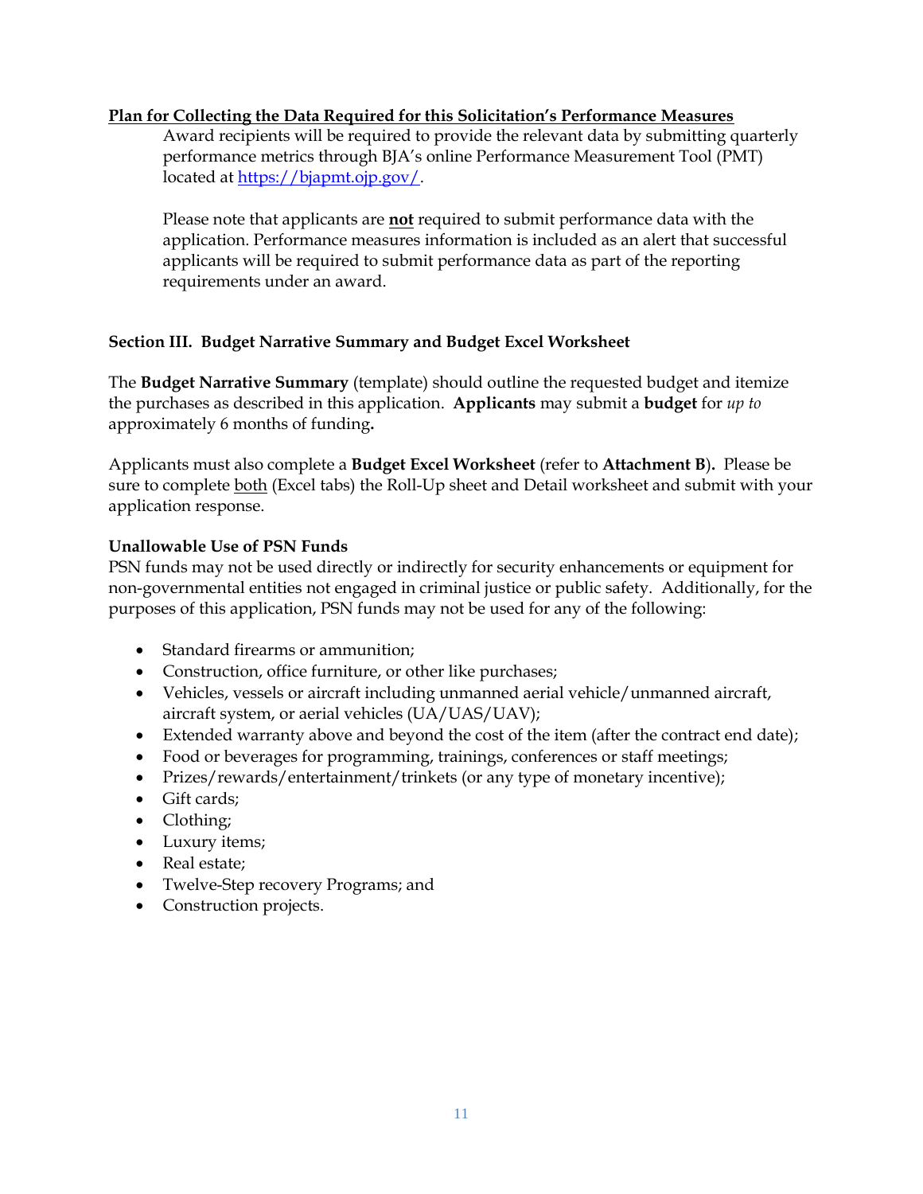**Plan for Collecting the Data Required for this Solicitation's Performance Measures**

Award recipients will be required to provide the relevant data by submitting quarterly performance metrics through BJA's online Performance Measurement Tool (PMT) located at [https://bjapmt.ojp.gov/](https://bjapmt.ojp.gov/).

Please note that applicants are **not** required to submit performance data with the application. Performance measures information is included as an alert that successful applicants will be required to submit performance data as part of the reporting requirements under an award.

### Section III. Budget Narrative Summary and Budget Excel Worksheet

The **Budget Narrative Summary** (template) should outline the requested budget and itemize the purchases as described in this application. **Applicants** may submit a **budget** for *up to* approximately 6 months of funding**.**

Applicants must also complete a **Budget Excel Worksheet** (refer to **Attachment B**)**.** Please be sure to complete both (Excel tabs) the Roll-Up sheet and Detail worksheet and submit with your application response.

**Unallowable Use of PSN Funds**

PSN funds may not be used directly or indirectly for security enhancements or equipment for non-governmental entities not engaged in criminal justice or public safety. Additionally, for the purposes of this application, PSN funds may not be used for any of the following:

- Standard firearms or ammunition;
- Construction, office furniture, or other like purchases;
- Vehicles, vessels or aircraft including unmanned aerial vehicle/unmanned aircraft, aircraft system, or aerial vehicles (UA/UAS/UAV);
- Extended warranty above and beyond the cost of the item (after the contract end date);
- Food or beverages for programming, trainings, conferences or staff meetings;
- Prizes/rewards/entertainment/trinkets (or any type of monetary incentive);
- Gift cards;
- Clothing;
- Luxury items;
- Real estate;
- Twelve-Step recovery Programs; and
- Construction projects.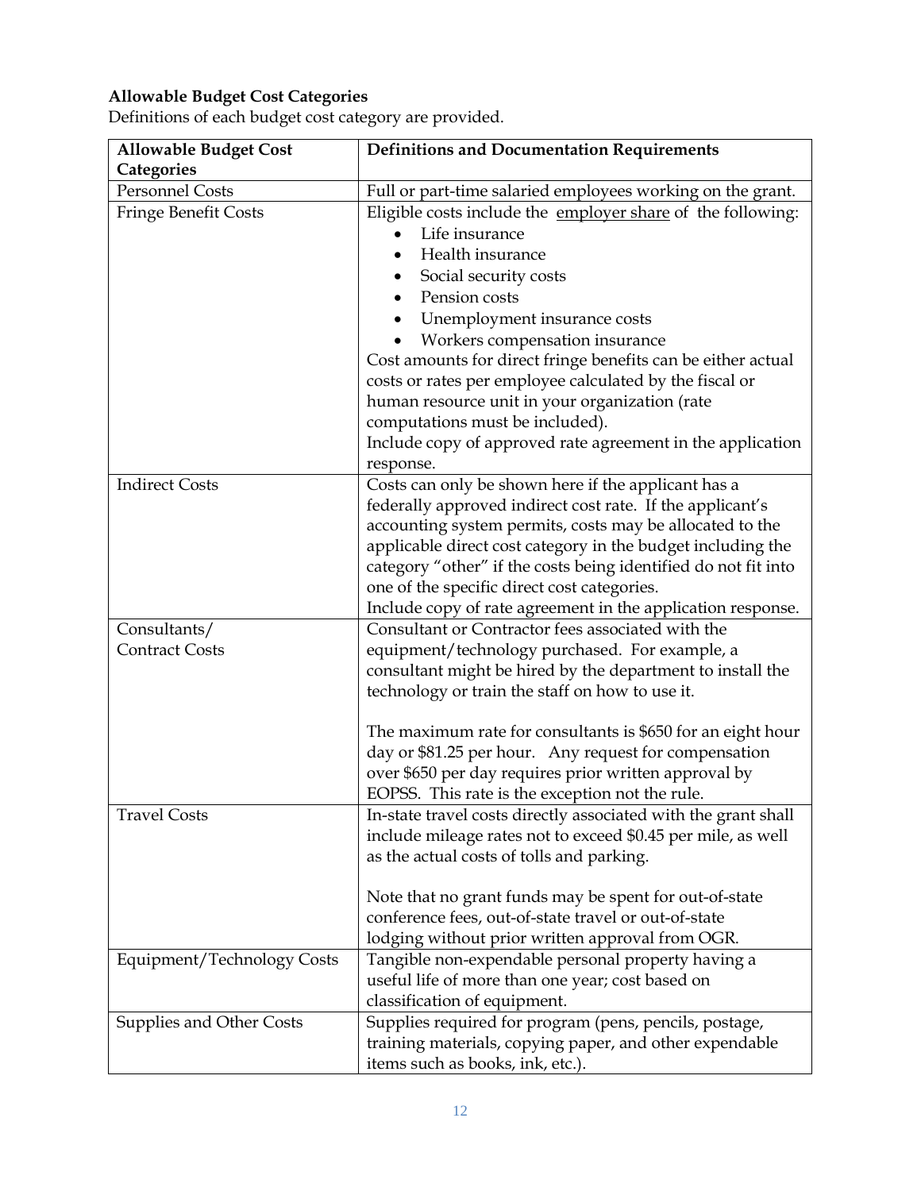**Allowable Budget Cost Categories**

Definitions of each budget cost category are provided.

| Allowable Budget Cost Categories | Definitions and Documentation Requirements |
|---|---|
| Personnel Costs | Full or part-time salaried employees working on the grant. |
| Fringe Benefit Costs | Eligible costs include the employer share of the following: <br>• Life insurance <br>• Health insurance <br>• Social security costs <br>• Pension costs <br>• Unemployment insurance costs <br>• Workers compensation insurance <br>Cost amounts for direct fringe benefits can be either actual costs or rates per employee calculated by the fiscal or human resource unit in your organization (rate computations must be included). <br>Include copy of approved rate agreement in the application response. |
| Indirect Costs | Costs can only be shown here if the applicant has a federally approved indirect cost rate. If the applicant's accounting system permits, costs may be allocated to the applicable direct cost category in the budget including the category "other" if the costs being identified do not fit into one of the specific direct cost categories. <br>Include copy of rate agreement in the application response. |
| Consultants/ Contract Costs | Consultant or Contractor fees associated with the equipment/technology purchased. For example, a consultant might be hired by the department to install the technology or train the staff on how to use it. <br><br>The maximum rate for consultants is $650 for an eight hour day or $81.25 per hour. Any request for compensation over $650 per day requires prior written approval by EOPSS. This rate is the exception not the rule. |
| Travel Costs | In-state travel costs directly associated with the grant shall include mileage rates not to exceed $0.45 per mile, as well as the actual costs of tolls and parking. <br><br>Note that no grant funds may be spent for out-of-state conference fees, out-of-state travel or out-of-state lodging without prior written approval from OGR. |
| Equipment/Technology Costs | Tangible non-expendable personal property having a useful life of more than one year; cost based on classification of equipment. |
| Supplies and Other Costs | Supplies required for program (pens, pencils, postage, training materials, copying paper, and other expendable items such as books, ink, etc.). |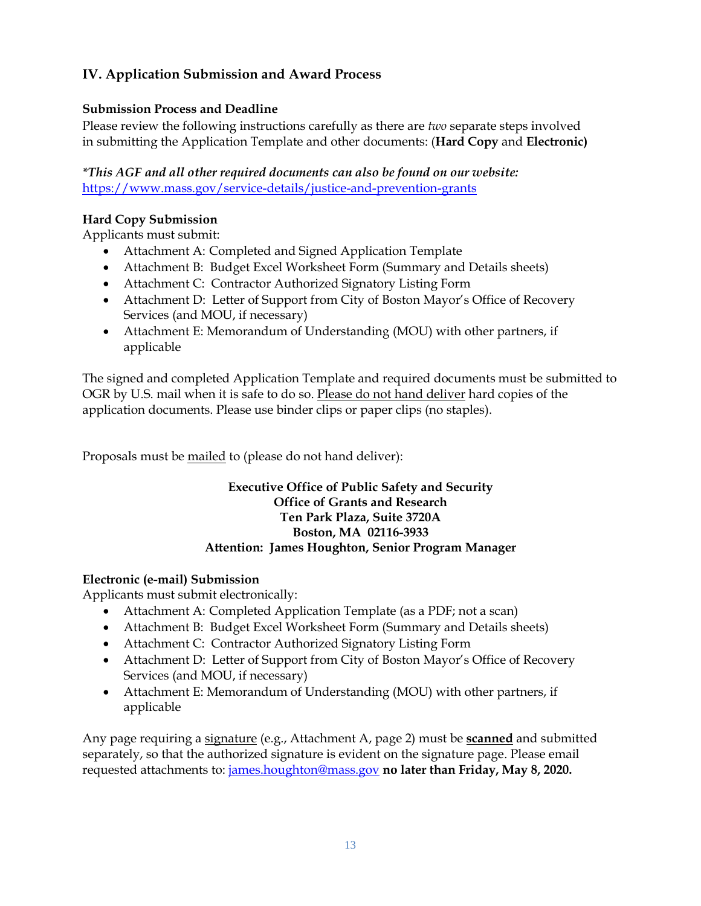## IV. Application Submission and Award Process

### Submission Process and Deadline

Please review the following instructions carefully as there are *two* separate steps involved in submitting the Application Template and other documents: (**Hard Copy** and **Electronic)**

***This AGF and all other required documents can also be found on our website:***
https://www.mass.gov/service-details/justice-and-prevention-grants

### Hard Copy Submission

Applicants must submit:

- Attachment A: Completed and Signed Application Template
- Attachment B: Budget Excel Worksheet Form (Summary and Details sheets)
- Attachment C: Contractor Authorized Signatory Listing Form
- Attachment D: Letter of Support from City of Boston Mayor's Office of Recovery Services (and MOU, if necessary)
- Attachment E: Memorandum of Understanding (MOU) with other partners, if applicable

The signed and completed Application Template and required documents must be submitted to OGR by U.S. mail when it is safe to do so. Please do not hand deliver hard copies of the application documents. Please use binder clips or paper clips (no staples).

Proposals must be mailed to (please do not hand deliver):

**Executive Office of Public Safety and Security**
**Office of Grants and Research**
**Ten Park Plaza, Suite 3720A**
**Boston, MA 02116-3933**
**Attention: James Houghton, Senior Program Manager**

### Electronic (e-mail) Submission

Applicants must submit electronically:

- Attachment A: Completed Application Template (as a PDF; not a scan)
- Attachment B: Budget Excel Worksheet Form (Summary and Details sheets)
- Attachment C: Contractor Authorized Signatory Listing Form
- Attachment D: Letter of Support from City of Boston Mayor's Office of Recovery Services (and MOU, if necessary)
- Attachment E: Memorandum of Understanding (MOU) with other partners, if applicable

Any page requiring a signature (e.g., Attachment A, page 2) must be **scanned** and submitted separately, so that the authorized signature is evident on the signature page. Please email requested attachments to: james.houghton@mass.gov **no later than Friday, May 8, 2020.**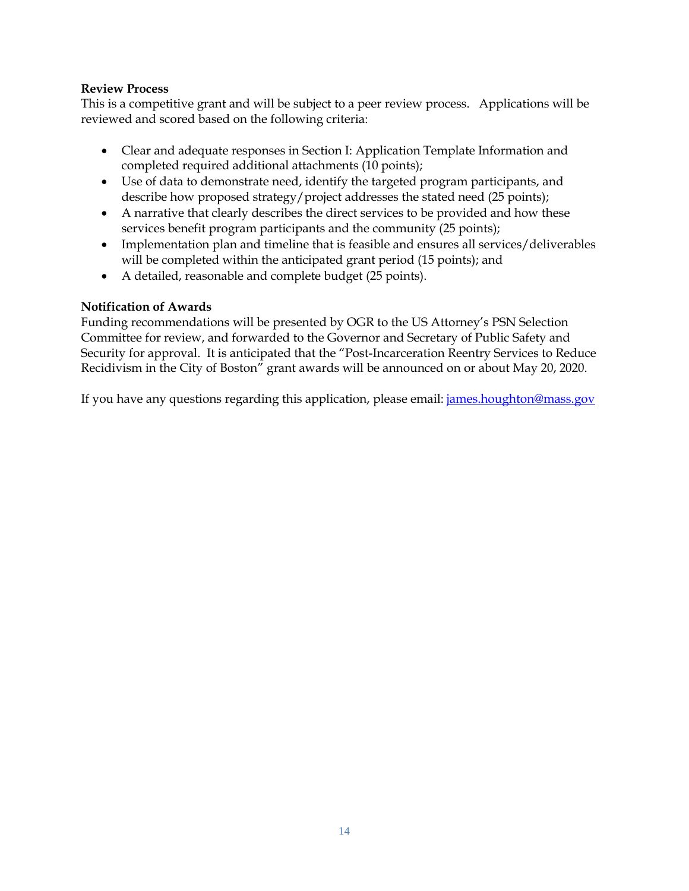**Review Process**

This is a competitive grant and will be subject to a peer review process. Applications will be reviewed and scored based on the following criteria:

- Clear and adequate responses in Section I: Application Template Information and completed required additional attachments (10 points);
- Use of data to demonstrate need, identify the targeted program participants, and describe how proposed strategy/project addresses the stated need (25 points);
- A narrative that clearly describes the direct services to be provided and how these services benefit program participants and the community (25 points);
- Implementation plan and timeline that is feasible and ensures all services/deliverables will be completed within the anticipated grant period (15 points); and
- A detailed, reasonable and complete budget (25 points).

**Notification of Awards**

Funding recommendations will be presented by OGR to the US Attorney's PSN Selection Committee for review, and forwarded to the Governor and Secretary of Public Safety and Security for approval. It is anticipated that the "Post-Incarceration Reentry Services to Reduce Recidivism in the City of Boston" grant awards will be announced on or about May 20, 2020.

If you have any questions regarding this application, please email: [james.houghton@mass.gov](mailto:james.houghton@mass.gov)